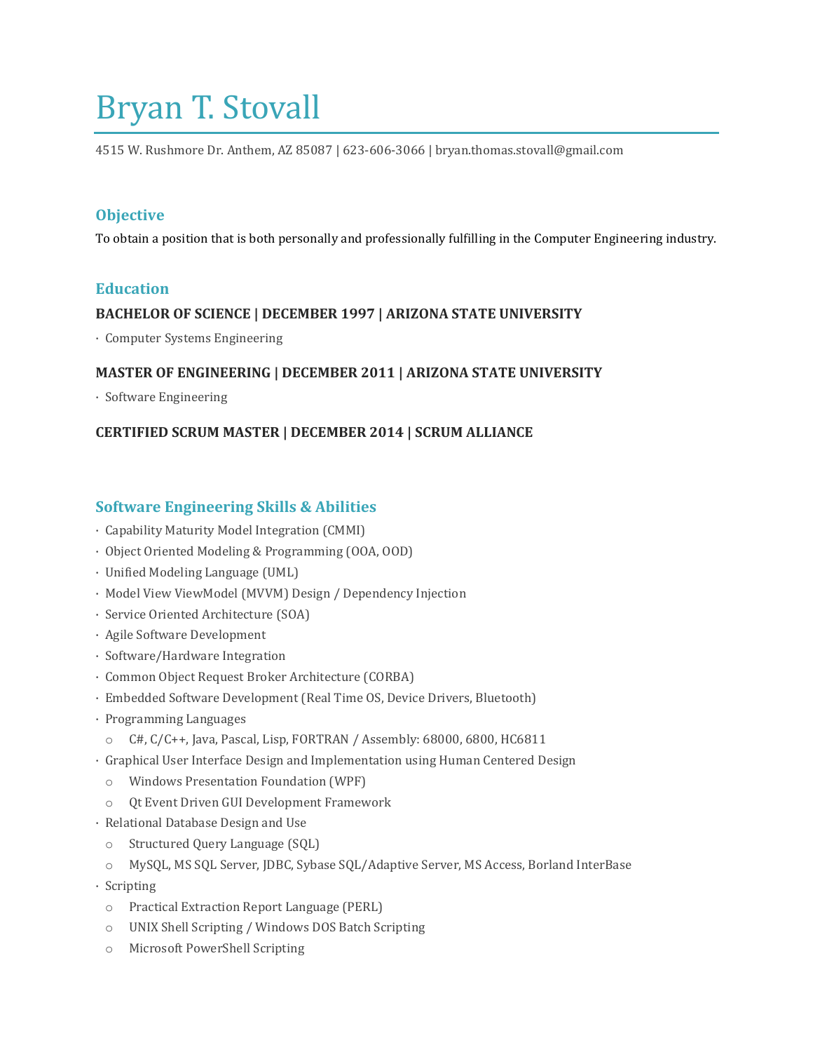# Bryan T. Stovall

4515 W. Rushmore Dr. Anthem, AZ 85087 | 623-606-3066 | bryan.thomas.stovall@gmail.com

## Objective

To obtain a position that is both personally and professionally fulfilling in the Computer Engineering industry.

## Education

### BACHELOR OF SCIENCE | DECEMBER 1997 | ARIZONA STATE UNIVERSITY

- Computer Systems Engineering

### MASTER OF ENGINEERING | DECEMBER 2011 | ARIZONA STATE UNIVERSITY

- Software Engineering

### CERTIFIED SCRUM MASTER | DECEMBER 2014 | SCRUM ALLIANCE

## Software Engineering Skills & Abilities

- Capability Maturity Model Integration (CMMI)
- Object Oriented Modeling & Programming (OOA, OOD)
- Unified Modeling Language (UML)
- Model View ViewModel (MVVM) Design / Dependency Injection
- Service Oriented Architecture (SOA)
- Agile Software Development
- Software/Hardware Integration
- Common Object Request Broker Architecture (CORBA)
- Embedded Software Development (Real Time OS, Device Drivers, Bluetooth)
- Programming Languages
  - C#, C/C++, Java, Pascal, Lisp, FORTRAN / Assembly: 68000, 6800, HC6811
- Graphical User Interface Design and Implementation using Human Centered Design
  - Windows Presentation Foundation (WPF)
  - Qt Event Driven GUI Development Framework
- Relational Database Design and Use
  - Structured Query Language (SQL)
  - MySQL, MS SQL Server, JDBC, Sybase SQL/Adaptive Server, MS Access, Borland InterBase
- Scripting
  - Practical Extraction Report Language (PERL)
  - UNIX Shell Scripting / Windows DOS Batch Scripting
  - Microsoft PowerShell Scripting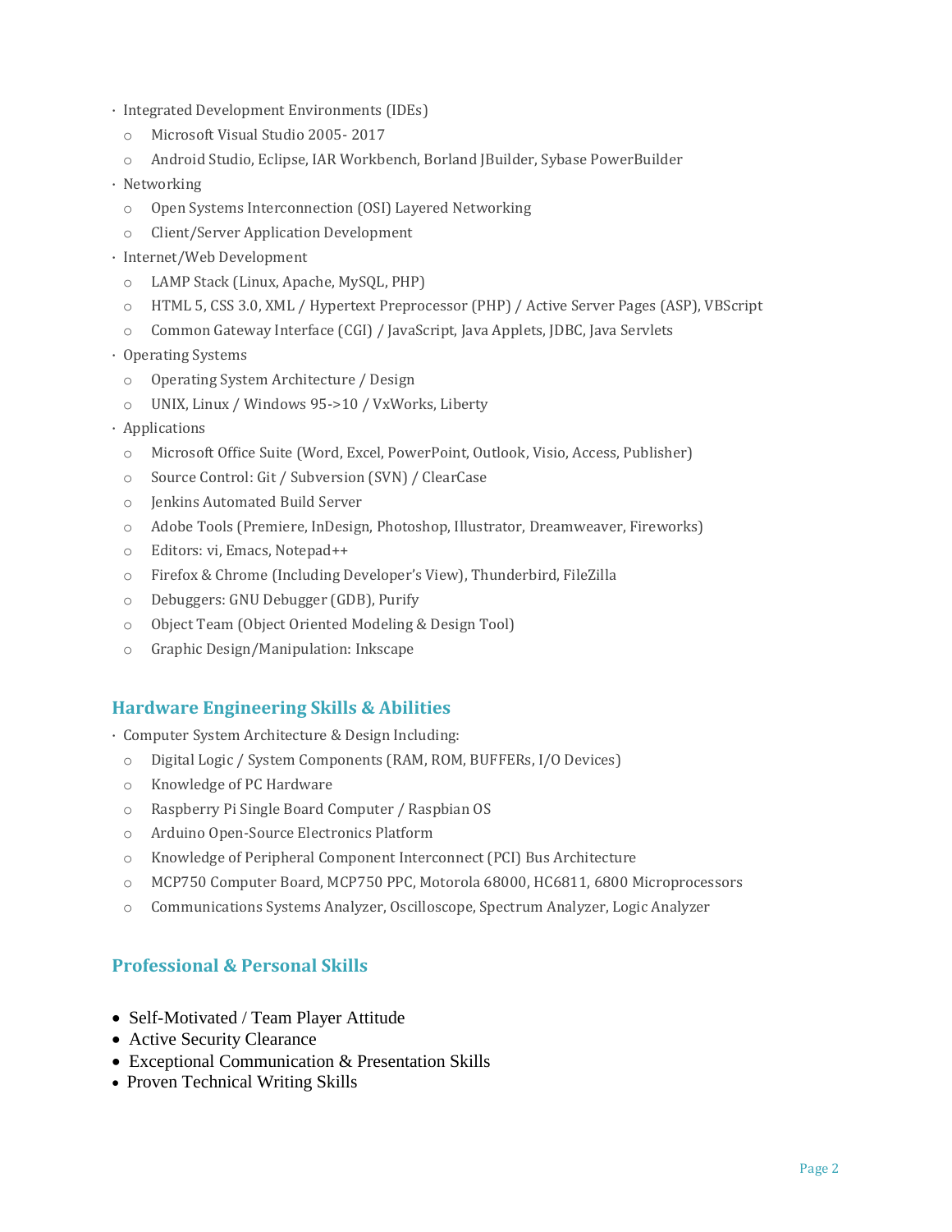- Integrated Development Environments (IDEs)
    - Microsoft Visual Studio 2005- 2017
    - Android Studio, Eclipse, IAR Workbench, Borland JBuilder, Sybase PowerBuilder
- Networking
    - Open Systems Interconnection (OSI) Layered Networking
    - Client/Server Application Development
- Internet/Web Development
    - LAMP Stack (Linux, Apache, MySQL, PHP)
    - HTML 5, CSS 3.0, XML / Hypertext Preprocessor (PHP) / Active Server Pages (ASP), VBScript
    - Common Gateway Interface (CGI) / JavaScript, Java Applets, JDBC, Java Servlets
- Operating Systems
    - Operating System Architecture / Design
    - UNIX, Linux / Windows 95->10 / VxWorks, Liberty
- Applications
    - Microsoft Office Suite (Word, Excel, PowerPoint, Outlook, Visio, Access, Publisher)
    - Source Control: Git / Subversion (SVN) / ClearCase
    - Jenkins Automated Build Server
    - Adobe Tools (Premiere, InDesign, Photoshop, Illustrator, Dreamweaver, Fireworks)
    - Editors: vi, Emacs, Notepad++
    - Firefox & Chrome (Including Developer's View), Thunderbird, FileZilla
    - Debuggers: GNU Debugger (GDB), Purify
    - Object Team (Object Oriented Modeling & Design Tool)
    - Graphic Design/Manipulation: Inkscape

## Hardware Engineering Skills & Abilities

- Computer System Architecture & Design Including:
    - Digital Logic / System Components (RAM, ROM, BUFFERs, I/O Devices)
    - Knowledge of PC Hardware
    - Raspberry Pi Single Board Computer / Raspbian OS
    - Arduino Open-Source Electronics Platform
    - Knowledge of Peripheral Component Interconnect (PCI) Bus Architecture
    - MCP750 Computer Board, MCP750 PPC, Motorola 68000, HC6811, 6800 Microprocessors
    - Communications Systems Analyzer, Oscilloscope, Spectrum Analyzer, Logic Analyzer

## Professional & Personal Skills

- Self-Motivated / Team Player Attitude
- Active Security Clearance
- Exceptional Communication & Presentation Skills
- Proven Technical Writing Skills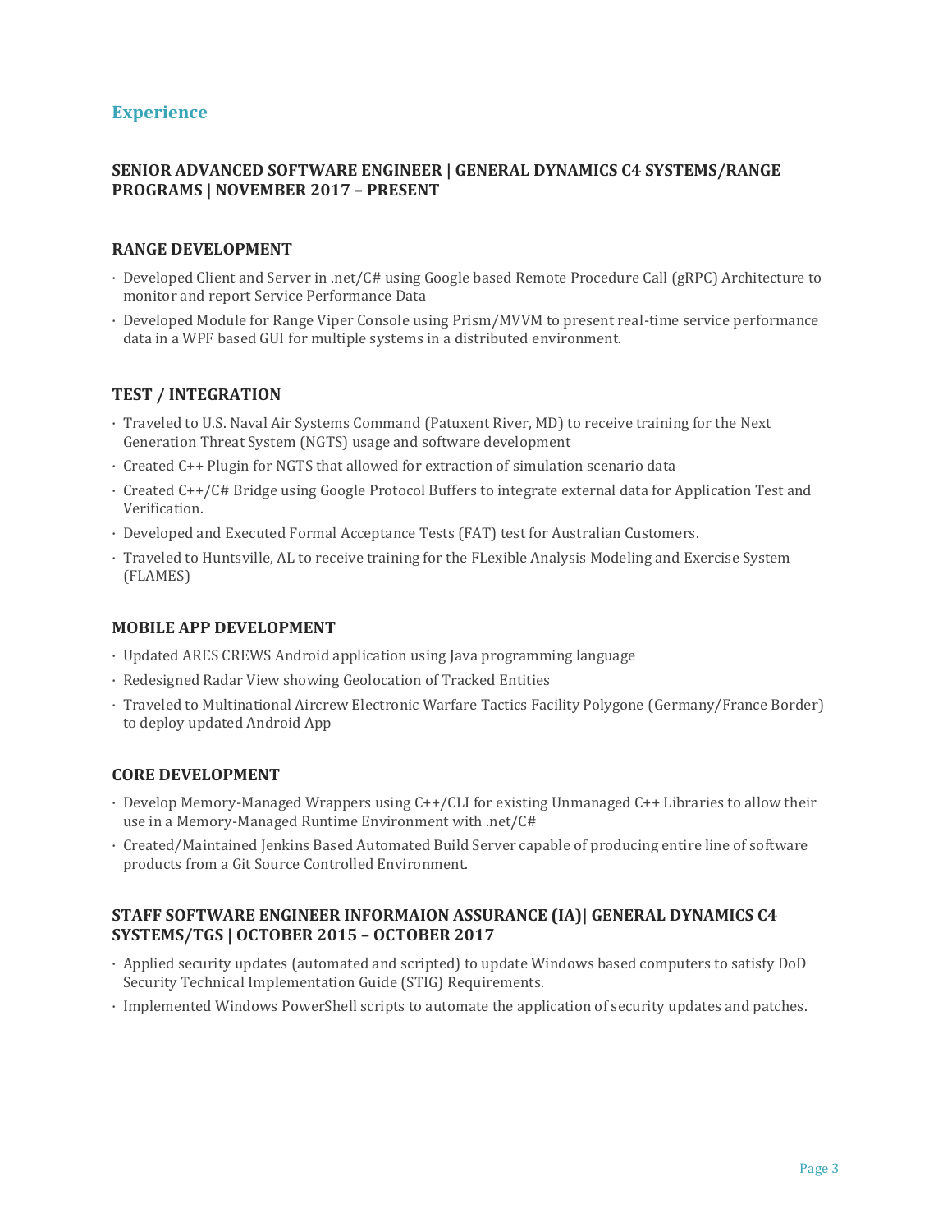## Experience

### SENIOR ADVANCED SOFTWARE ENGINEER | GENERAL DYNAMICS C4 SYSTEMS/RANGE PROGRAMS | NOVEMBER 2017 – PRESENT

#### RANGE DEVELOPMENT

- Developed Client and Server in .net/C# using Google based Remote Procedure Call (gRPC) Architecture to monitor and report Service Performance Data
- Developed Module for Range Viper Console using Prism/MVVM to present real-time service performance data in a WPF based GUI for multiple systems in a distributed environment.

#### TEST / INTEGRATION

- Traveled to U.S. Naval Air Systems Command (Patuxent River, MD) to receive training for the Next Generation Threat System (NGTS) usage and software development
- Created C++ Plugin for NGTS that allowed for extraction of simulation scenario data
- Created C++/C# Bridge using Google Protocol Buffers to integrate external data for Application Test and Verification.
- Developed and Executed Formal Acceptance Tests (FAT) test for Australian Customers.
- Traveled to Huntsville, AL to receive training for the FLexible Analysis Modeling and Exercise System (FLAMES)

#### MOBILE APP DEVELOPMENT

- Updated ARES CREWS Android application using Java programming language
- Redesigned Radar View showing Geolocation of Tracked Entities
- Traveled to Multinational Aircrew Electronic Warfare Tactics Facility Polygone (Germany/France Border) to deploy updated Android App

#### CORE DEVELOPMENT

- Develop Memory-Managed Wrappers using C++/CLI for existing Unmanaged C++ Libraries to allow their use in a Memory-Managed Runtime Environment with .net/C#
- Created/Maintained Jenkins Based Automated Build Server capable of producing entire line of software products from a Git Source Controlled Environment.

### STAFF SOFTWARE ENGINEER INFORMAION ASSURANCE (IA)| GENERAL DYNAMICS C4 SYSTEMS/TGS | OCTOBER 2015 – OCTOBER 2017

- Applied security updates (automated and scripted) to update Windows based computers to satisfy DoD Security Technical Implementation Guide (STIG) Requirements.
- Implemented Windows PowerShell scripts to automate the application of security updates and patches.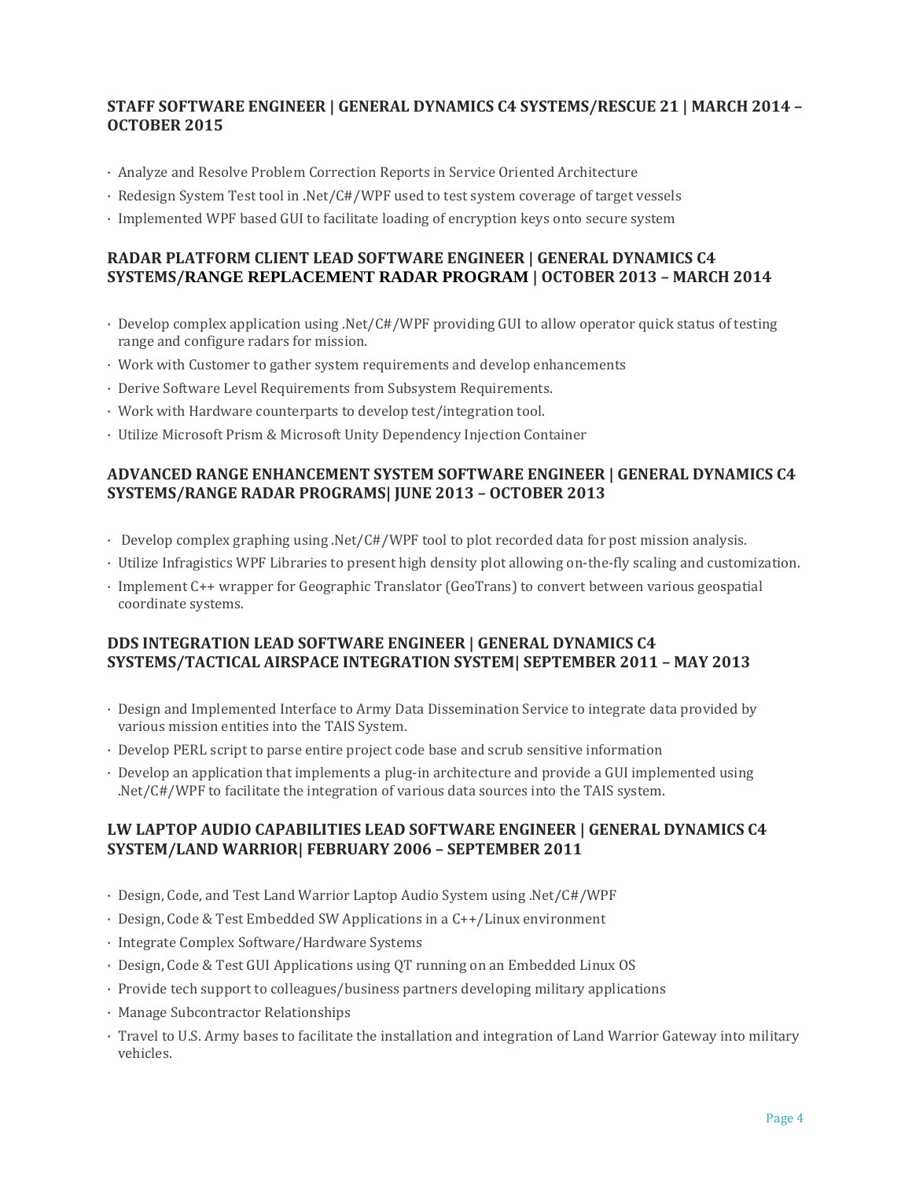### STAFF SOFTWARE ENGINEER | GENERAL DYNAMICS C4 SYSTEMS/RESCUE 21 | MARCH 2014 – OCTOBER 2015

- Analyze and Resolve Problem Correction Reports in Service Oriented Architecture
- Redesign System Test tool in .Net/C#/WPF used to test system coverage of target vessels
- Implemented WPF based GUI to facilitate loading of encryption keys onto secure system

### RADAR PLATFORM CLIENT LEAD SOFTWARE ENGINEER | GENERAL DYNAMICS C4 SYSTEMS/RANGE REPLACEMENT RADAR PROGRAM | OCTOBER 2013 – MARCH 2014

- Develop complex application using .Net/C#/WPF providing GUI to allow operator quick status of testing range and configure radars for mission.
- Work with Customer to gather system requirements and develop enhancements
- Derive Software Level Requirements from Subsystem Requirements.
- Work with Hardware counterparts to develop test/integration tool.
- Utilize Microsoft Prism & Microsoft Unity Dependency Injection Container

### ADVANCED RANGE ENHANCEMENT SYSTEM SOFTWARE ENGINEER | GENERAL DYNAMICS C4 SYSTEMS/RANGE RADAR PROGRAMS| JUNE 2013 – OCTOBER 2013

- Develop complex graphing using .Net/C#/WPF tool to plot recorded data for post mission analysis.
- Utilize Infragistics WPF Libraries to present high density plot allowing on-the-fly scaling and customization.
- Implement C++ wrapper for Geographic Translator (GeoTrans) to convert between various geospatial coordinate systems.

### DDS INTEGRATION LEAD SOFTWARE ENGINEER | GENERAL DYNAMICS C4 SYSTEMS/TACTICAL AIRSPACE INTEGRATION SYSTEM| SEPTEMBER 2011 – MAY 2013

- Design and Implemented Interface to Army Data Dissemination Service to integrate data provided by various mission entities into the TAIS System.
- Develop PERL script to parse entire project code base and scrub sensitive information
- Develop an application that implements a plug-in architecture and provide a GUI implemented using .Net/C#/WPF to facilitate the integration of various data sources into the TAIS system.

### LW LAPTOP AUDIO CAPABILITIES LEAD SOFTWARE ENGINEER | GENERAL DYNAMICS C4 SYSTEM/LAND WARRIOR| FEBRUARY 2006 – SEPTEMBER 2011

- Design, Code, and Test Land Warrior Laptop Audio System using .Net/C#/WPF
- Design, Code & Test Embedded SW Applications in a C++/Linux environment
- Integrate Complex Software/Hardware Systems
- Design, Code & Test GUI Applications using QT running on an Embedded Linux OS
- Provide tech support to colleagues/business partners developing military applications
- Manage Subcontractor Relationships
- Travel to U.S. Army bases to facilitate the installation and integration of Land Warrior Gateway into military vehicles.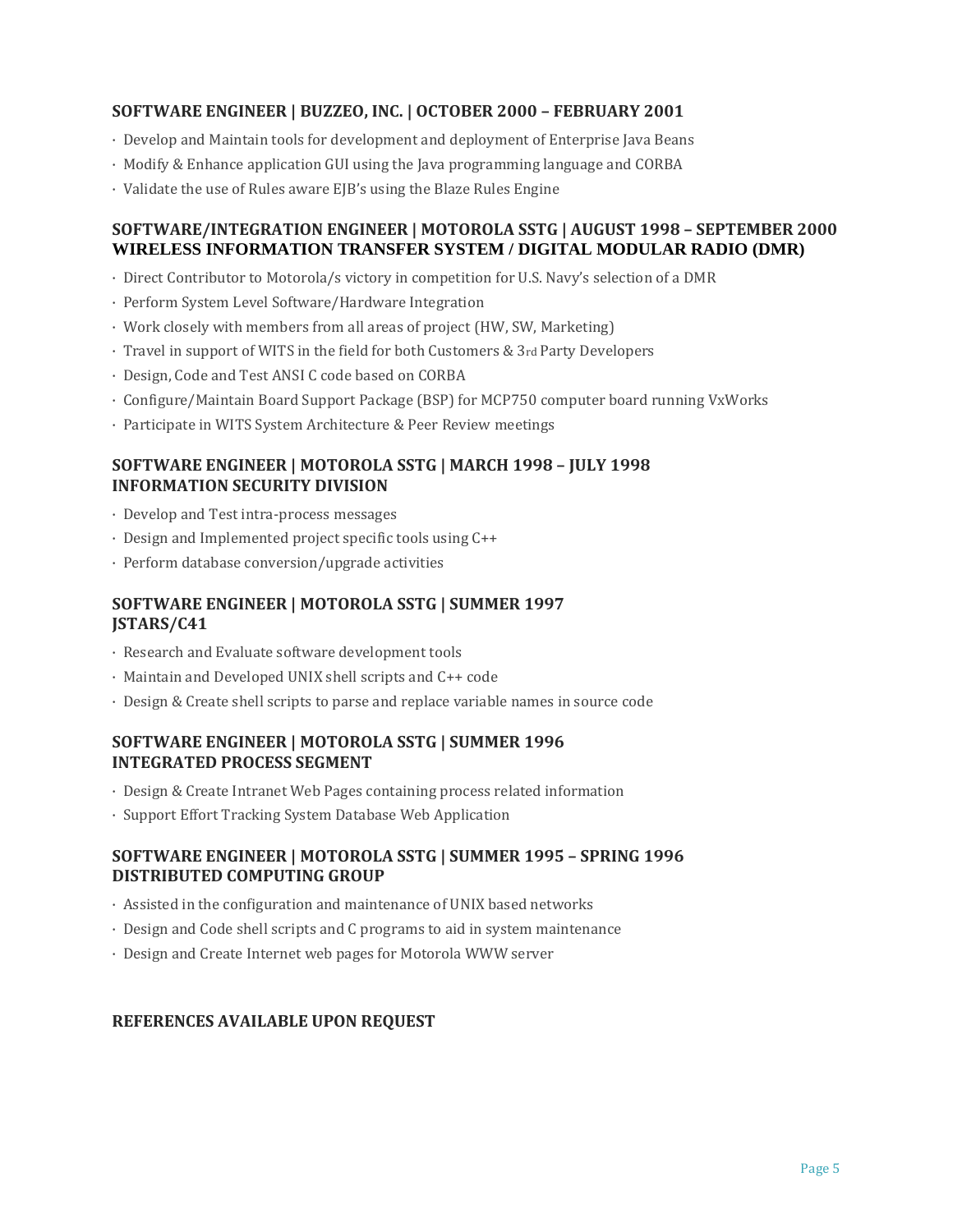### SOFTWARE ENGINEER | BUZZEO, INC. | OCTOBER 2000 – FEBRUARY 2001

- Develop and Maintain tools for development and deployment of Enterprise Java Beans
- Modify & Enhance application GUI using the Java programming language and CORBA
- Validate the use of Rules aware EJB's using the Blaze Rules Engine

### SOFTWARE/INTEGRATION ENGINEER | MOTOROLA SSTG | AUGUST 1998 – SEPTEMBER 2000
### WIRELESS INFORMATION TRANSFER SYSTEM / DIGITAL MODULAR RADIO (DMR)

- Direct Contributor to Motorola/s victory in competition for U.S. Navy's selection of a DMR
- Perform System Level Software/Hardware Integration
- Work closely with members from all areas of project (HW, SW, Marketing)
- Travel in support of WITS in the field for both Customers & 3rd Party Developers
- Design, Code and Test ANSI C code based on CORBA
- Configure/Maintain Board Support Package (BSP) for MCP750 computer board running VxWorks
- Participate in WITS System Architecture & Peer Review meetings

### SOFTWARE ENGINEER | MOTOROLA SSTG | MARCH 1998 – JULY 1998
### INFORMATION SECURITY DIVISION

- Develop and Test intra-process messages
- Design and Implemented project specific tools using C++
- Perform database conversion/upgrade activities

### SOFTWARE ENGINEER | MOTOROLA SSTG | SUMMER 1997
### JSTARS/C41

- Research and Evaluate software development tools
- Maintain and Developed UNIX shell scripts and C++ code
- Design & Create shell scripts to parse and replace variable names in source code

### SOFTWARE ENGINEER | MOTOROLA SSTG | SUMMER 1996
### INTEGRATED PROCESS SEGMENT

- Design & Create Intranet Web Pages containing process related information
- Support Effort Tracking System Database Web Application

### SOFTWARE ENGINEER | MOTOROLA SSTG | SUMMER 1995 – SPRING 1996
### DISTRIBUTED COMPUTING GROUP

- Assisted in the configuration and maintenance of UNIX based networks
- Design and Code shell scripts and C programs to aid in system maintenance
- Design and Create Internet web pages for Motorola WWW server

### REFERENCES AVAILABLE UPON REQUEST